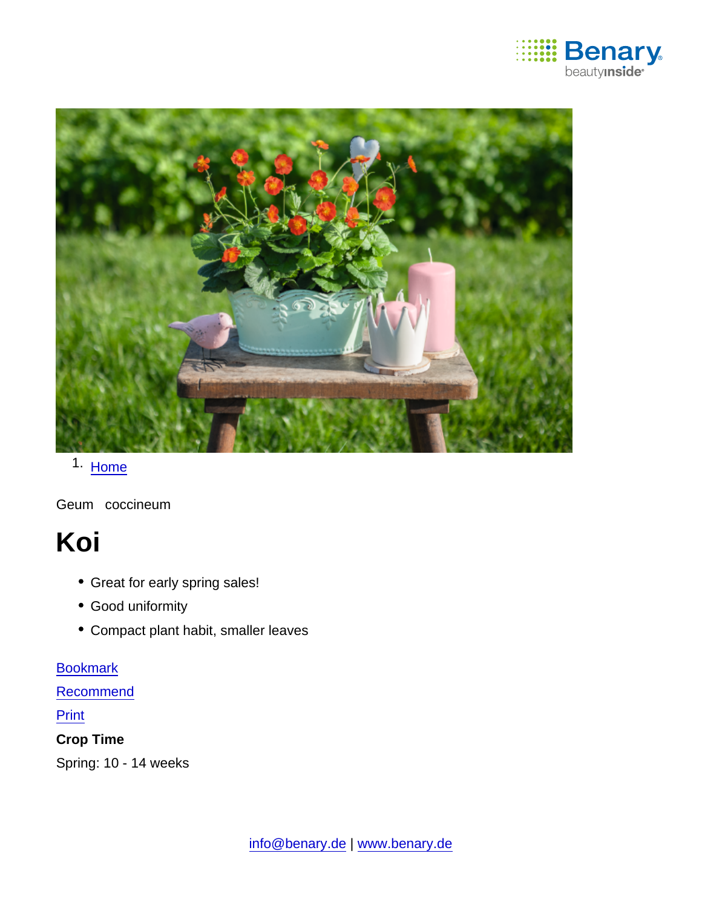1. Home

Geum coccineum

# Koi

- Great for early spring sales!
- Good uniformity
- Compact plant habit, smaller leaves

Bookmark

Recommend

Print

**Crop Time**

Spring: 10 - 14 weeks

info@benary.de | www.benary.de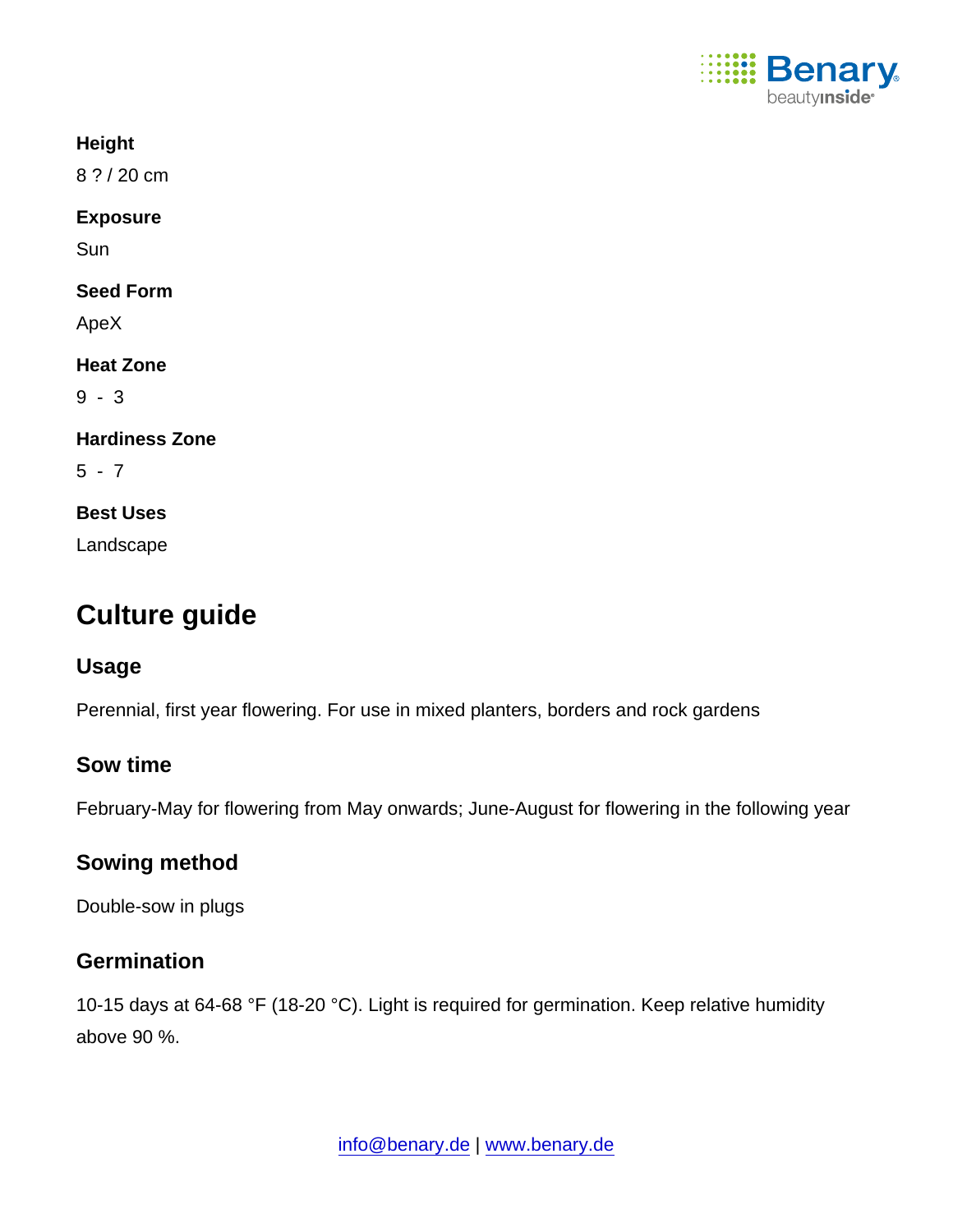**Height**

8 ? / 20 cm

**Exposure**

Sun

**Seed Form**

ApeX

**Heat Zone**

9 - 3

**Hardiness Zone**

5 - 7

**Best Uses**

Landscape

# Culture guide

## Usage

Perennial, first year flowering. For use in mixed planters, borders and rock gardens

## Sow time

February-May for flowering from May onwards; June-August for flowering in the following year

## Sowing method

Double-sow in plugs

## Germination

10-15 days at 64-68 °F (18-20 °C). Light is required for germination. Keep relative humidity above 90 %.

info@benary.de | www.benary.de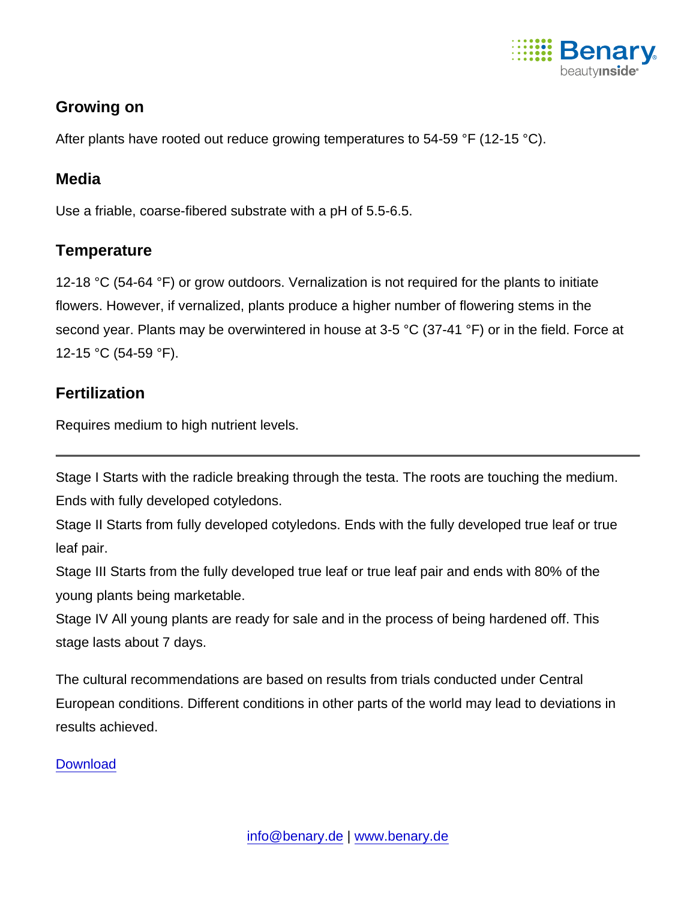## Growing on

After plants have rooted out reduce growing temperatures to 54-59 °F (12-15 °C).

## Media

Use a friable, coarse-fibered substrate with a pH of 5.5-6.5.

## Temperature

12-18 °C (54-64 °F) or grow outdoors. Vernalization is not required for the plants to initiate flowers. However, if vernalized, plants produce a higher number of flowering stems in the second year. Plants may be overwintered in house at 3-5 °C (37-41 °F) or in the field. Force at 12-15 °C (54-59 °F).

## Fertilization

Requires medium to high nutrient levels.

---

Stage I Starts with the radicle breaking through the testa. The roots are touching the medium. Ends with fully developed cotyledons.
Stage II Starts from fully developed cotyledons. Ends with the fully developed true leaf or true leaf pair.
Stage III Starts from the fully developed true leaf or true leaf pair and ends with 80% of the young plants being marketable.
Stage IV All young plants are ready for sale and in the process of being hardened off. This stage lasts about 7 days.

The cultural recommendations are based on results from trials conducted under Central European conditions. Different conditions in other parts of the world may lead to deviations in results achieved.

Download

info@benary.de | www.benary.de